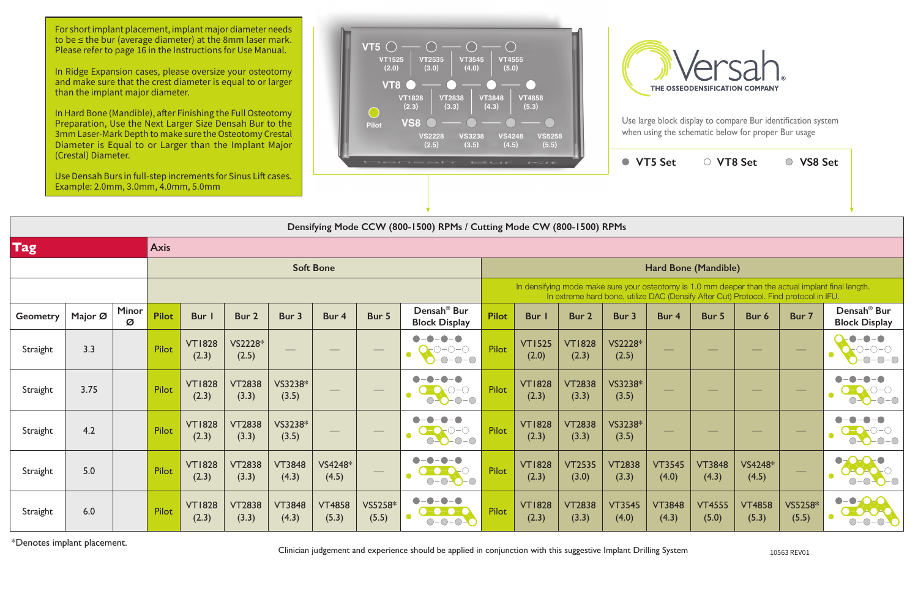For short implant placement, implant major diameter needs to be ≤ the bur (average diameter) at the 8mm laser mark. Please refer to page 16 in the Instructions for Use Manual.

In Ridge Expansion cases, please oversize your osteotomy and make sure that the crest diameter is equal to or larger than the implant major diameter.

In Hard Bone (Mandible), after Finishing the Full Osteotomy Preparation, Use the Next Larger Size Densah Bur to the 3mm Laser-Mark Depth to make sure the Osteotomy Crestal Diameter is Equal to or Larger than the Implant Major (Crestal) Diameter.

Use Densah Burs in full-step increments for Sinus Lift cases. Example: 2.0mm, 3.0mm, 4.0mm, 5.0mm

VT5: VT1525 (2.0), VT2535 (3.0), VT3545 (4.0), VT4555 (5.0)

VT8: VT1828 (2.3), VT2838 (3.3), VT3848 (4.3), VT4858 (5.3)

Pilot

VS8: VS2228 (2.5), VS3238 (3.5), VS4248 (4.5), VS5258 (5.5)

Densah Bur Kit

# Versah

THE OSSEODENSIFICATION COMPANY

Use large block display to compare Bur identification system when using the schematic below for proper Bur usage

- VT5 Set
- VT8 Set
- VS8 Set

**Densifying Mode CCW (800-1500) RPMs / Cutting Mode CW (800-1500) RPMs**

| Tag | | | Axis | | | | | | | | | | | | | | | |
|---|---|---|---|---|---|---|---|---|---|---|---|---|---|---|---|---|---|---|
| | | | Soft Bone | | | | | | | Hard Bone (Mandible) | | | | | | | | |
| | | | | | | | | | | In densifying mode make sure your osteotomy is 1.0 mm deeper than the actual implant final length. In extreme hard bone, utilize DAC (Densify After Cut) Protocol. Find protocol in IFU. | | | | | | | | |
| Geometry | Major Ø | Minor Ø | Pilot | Bur 1 | Bur 2 | Bur 3 | Bur 4 | Bur 5 | Densah® Bur Block Display | Pilot | Bur 1 | Bur 2 | Bur 3 | Bur 4 | Bur 5 | Bur 6 | Bur 7 | Densah® Bur Block Display |
| Straight | 3.3 | | Pilot | VT1828 (2.3) | VS2228* (2.5) | — | — | — | | Pilot | VT1525 (2.0) | VT1828 (2.3) | VS2228* (2.5) | — | — | — | — | |
| Straight | 3.75 | | Pilot | VT1828 (2.3) | VT2838 (3.3) | VS3238* (3.5) | — | — | | Pilot | VT1828 (2.3) | VT2838 (3.3) | VS3238* (3.5) | — | — | — | — | |
| Straight | 4.2 | | Pilot | VT1828 (2.3) | VT2838 (3.3) | VS3238* (3.5) | — | — | | Pilot | VT1828 (2.3) | VT2838 (3.3) | VS3238* (3.5) | — | — | — | — | |
| Straight | 5.0 | | Pilot | VT1828 (2.3) | VT2838 (3.3) | VT3848 (4.3) | VS4248* (4.5) | — | | Pilot | VT1828 (2.3) | VT2535 (3.0) | VT2838 (3.3) | VT3545 (4.0) | VT3848 (4.3) | VS4248* (4.5) | — | |
| Straight | 6.0 | | Pilot | VT1828 (2.3) | VT2838 (3.3) | VT3848 (4.3) | VT4858 (5.3) | VS5258* (5.5) | | Pilot | VT1828 (2.3) | VT2838 (3.3) | VT3545 (4.0) | VT3848 (4.3) | VT4555 (5.0) | VT4858 (5.3) | VS5258* (5.5) | |

*Denotes implant placement.

Clinician judgement and experience should be applied in conjunction with this suggestive Implant Drilling System

10563 REV01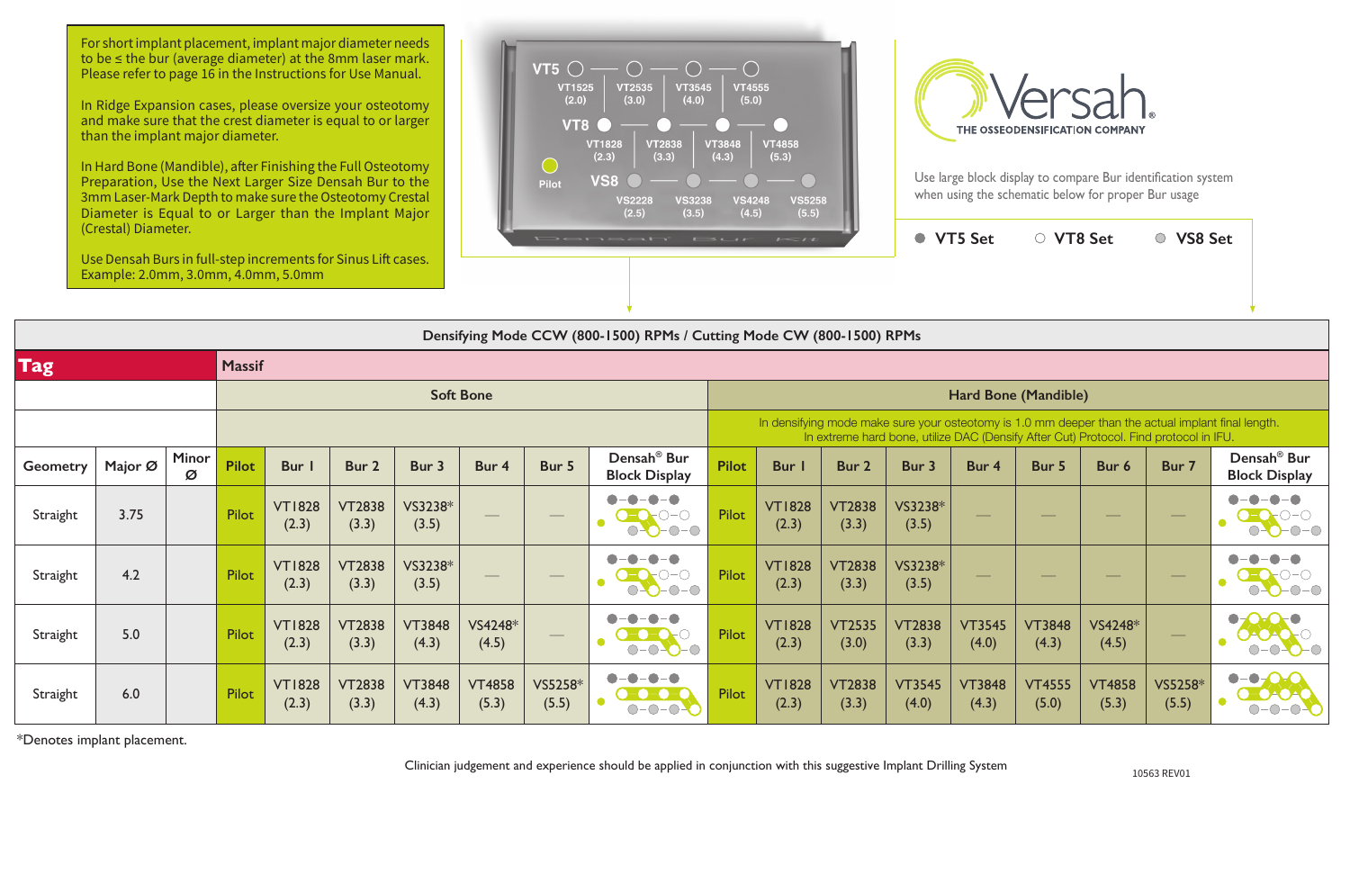For short implant placement, implant major diameter needs to be ≤ the bur (average diameter) at the 8mm laser mark. Please refer to page 16 in the Instructions for Use Manual.

In Ridge Expansion cases, please oversize your osteotomy and make sure that the crest diameter is equal to or larger than the implant major diameter.

In Hard Bone (Mandible), after Finishing the Full Osteotomy Preparation, Use the Next Larger Size Densah Bur to the 3mm Laser-Mark Depth to make sure the Osteotomy Crestal Diameter is Equal to or Larger than the Implant Major (Crestal) Diameter.

Use Densah Burs in full-step increments for Sinus Lift cases. Example: 2.0mm, 3.0mm, 4.0mm, 5.0mm

VT5: VT1525 (2.0) — VT2535 (3.0) — VT3545 (4.0) — VT4555 (5.0)
VT8: VT1828 (2.3) — VT2838 (3.3) — VT3848 (4.3) — VT4858 (5.3)
Pilot
VS8: VS2228 (2.5) — VS3238 (3.5) — VS4248 (4.5) — VS5258 (5.5)

Densah Bur Kit

Versah® THE OSSEODENSIFICATION COMPANY

Use large block display to compare Bur identification system when using the schematic below for proper Bur usage

● VT5 Set ○ VT8 Set ● VS8 Set

**Densifying Mode CCW (800-1500) RPMs / Cutting Mode CW (800-1500) RPMs**

| **Tag** | | | **Massif** | | | | | | | | | | | | | | | |
|---|---|---|---|---|---|---|---|---|---|---|---|---|---|---|---|---|---|---|
| | | | Soft Bone | | | | | | | Hard Bone (Mandible) | | | | | | | | |
| | | | | | | | | | | In densifying mode make sure your osteotomy is 1.0 mm deeper than the actual implant final length. In extreme hard bone, utilize DAC (Densify After Cut) Protocol. Find protocol in IFU. | | | | | | | | |
| Geometry | Major Ø | Minor Ø | Pilot | Bur 1 | Bur 2 | Bur 3 | Bur 4 | Bur 5 | Densah® Bur Block Display | Pilot | Bur 1 | Bur 2 | Bur 3 | Bur 4 | Bur 5 | Bur 6 | Bur 7 | Densah® Bur Block Display |
| Straight | 3.75 | | Pilot | VT1828 (2.3) | VT2838 (3.3) | VS3238* (3.5) | — | — | | Pilot | VT1828 (2.3) | VT2838 (3.3) | VS3238* (3.5) | — | — | — | — | |
| Straight | 4.2 | | Pilot | VT1828 (2.3) | VT2838 (3.3) | VS3238* (3.5) | — | — | | Pilot | VT1828 (2.3) | VT2838 (3.3) | VS3238* (3.5) | — | — | — | — | |
| Straight | 5.0 | | Pilot | VT1828 (2.3) | VT2838 (3.3) | VT3848 (4.3) | VS4248* (4.5) | — | | Pilot | VT1828 (2.3) | VT2535 (3.0) | VT2838 (3.3) | VT3545 (4.0) | VT3848 (4.3) | VS4248* (4.5) | — | |
| Straight | 6.0 | | Pilot | VT1828 (2.3) | VT2838 (3.3) | VT3848 (4.3) | VT4858 (5.3) | VS5258* (5.5) | | Pilot | VT1828 (2.3) | VT2838 (3.3) | VT3545 (4.0) | VT3848 (4.3) | VT4555 (5.0) | VT4858 (5.3) | VS5258* (5.5) | |

*Denotes implant placement.

Clinician judgement and experience should be applied in conjunction with this suggestive Implant Drilling System

10563 REV01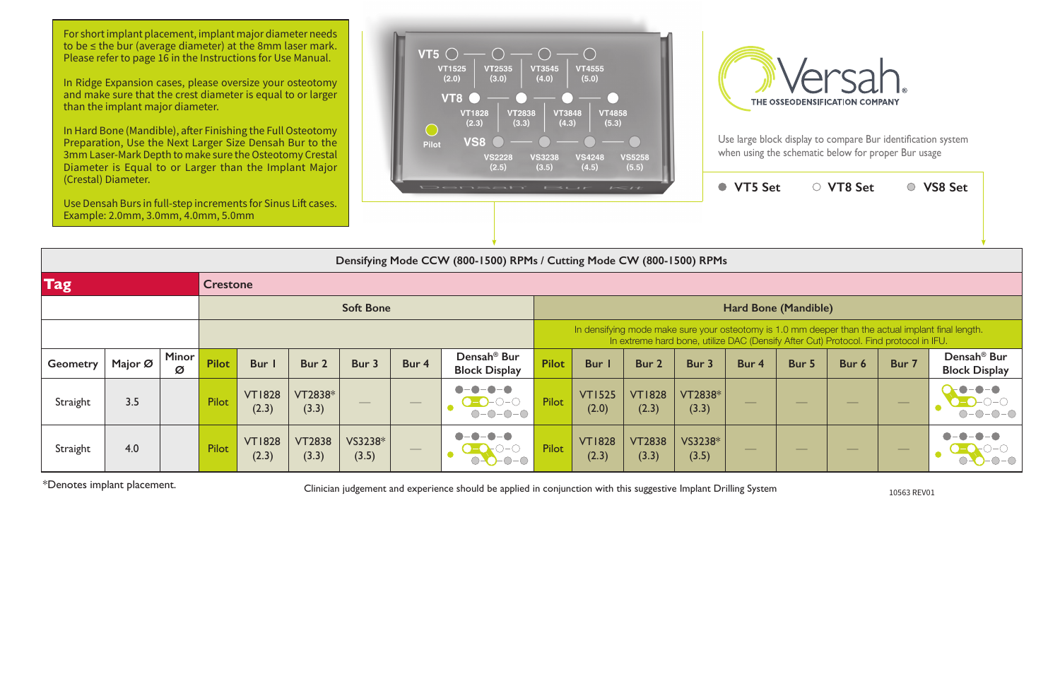For short implant placement, implant major diameter needs to be ≤ the bur (average diameter) at the 8mm laser mark. Please refer to page 16 in the Instructions for Use Manual.

In Ridge Expansion cases, please oversize your osteotomy and make sure that the crest diameter is equal to or larger than the implant major diameter.

In Hard Bone (Mandible), after Finishing the Full Osteotomy Preparation, Use the Next Larger Size Densah Bur to the 3mm Laser-Mark Depth to make sure the Osteotomy Crestal Diameter is Equal to or Larger than the Implant Major (Crestal) Diameter.

Use Densah Burs in full-step increments for Sinus Lift cases. Example: 2.0mm, 3.0mm, 4.0mm, 5.0mm

VT5: VT1525 (2.0), VT2535 (3.0), VT3545 (4.0), VT4555 (5.0)

VT8: VT1828 (2.3), VT2838 (3.3), VT3848 (4.3), VT4858 (5.3)

Pilot

VS8: VS2228 (2.5), VS3238 (3.5), VS4248 (4.5), VS5258 (5.5)

Densah Bur Kit

Versah® THE OSSEODENSIFICATION COMPANY

Use large block display to compare Bur identification system when using the schematic below for proper Bur usage

● VT5 Set ○ VT8 Set ● VS8 Set

| Densifying Mode CCW (800-1500) RPMs / Cutting Mode CW (800-1500) RPMs | | | | | | | | | | | | | | | | | |
|---|---|---|---|---|---|---|---|---|---|---|---|---|---|---|---|---|---|
| **Tag** | | | Crestone | | | | | | | | | | | | | | |
| | | | Soft Bone | | | | | | Hard Bone (Mandible) | | | | | | | | |
| | | | | | | | | | In densifying mode make sure your osteotomy is 1.0 mm deeper than the actual implant final length. In extreme hard bone, utilize DAC (Densify After Cut) Protocol. Find protocol in IFU. | | | | | | | | |
| Geometry | Major Ø | Minor Ø | Pilot | Bur 1 | Bur 2 | Bur 3 | Bur 4 | Densah® Bur Block Display | Pilot | Bur 1 | Bur 2 | Bur 3 | Bur 4 | Bur 5 | Bur 6 | Bur 7 | Densah® Bur Block Display |
| Straight | 3.5 | | Pilot | VT1828 (2.3) | VT2838* (3.3) | — | — | | Pilot | VT1525 (2.0) | VT1828 (2.3) | VT2838* (3.3) | — | — | — | — | |
| Straight | 4.0 | | Pilot | VT1828 (2.3) | VT2838 (3.3) | VS3238* (3.5) | — | | Pilot | VT1828 (2.3) | VT2838 (3.3) | VS3238* (3.5) | — | — | — | — | |

*Denotes implant placement.

Clinician judgement and experience should be applied in conjunction with this suggestive Implant Drilling System

10563 REV01